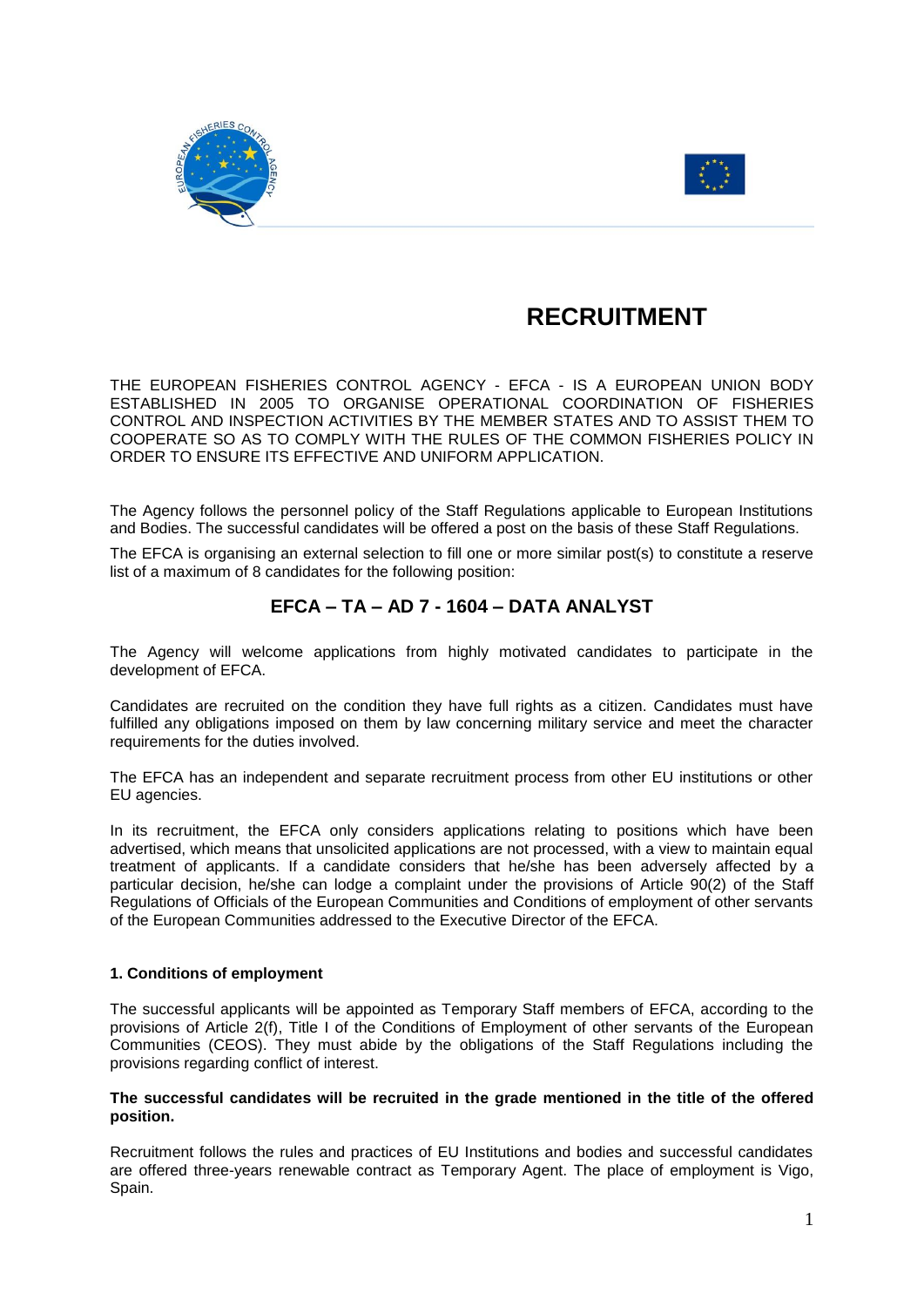# RECRUITMENT

THE EUROPEAN FISHERIES CONTROL AGENCY - EFCA - IS A EUROPEAN UNION BODY ESTABLISHED IN 2005 TO ORGANISE OPERATIONAL COORDINATION OF FISHERIES CONTROL AND INSPECTION ACTIVITIES BY THE MEMBER STATES AND TO ASSIST THEM TO COOPERATE SO AS TO COMPLY WITH THE RULES OF THE COMMON FISHERIES POLICY IN ORDER TO ENSURE ITS EFFECTIVE AND UNIFORM APPLICATION.

The Agency follows the personnel policy of the Staff Regulations applicable to European Institutions and Bodies. The successful candidates will be offered a post on the basis of these Staff Regulations.

The EFCA is organising an external selection to fill one or more similar post(s) to constitute a reserve list of a maximum of 8 candidates for the following position:

## EFCA – TA – AD 7 - 1604 – DATA ANALYST

The Agency will welcome applications from highly motivated candidates to participate in the development of EFCA.

Candidates are recruited on the condition they have full rights as a citizen. Candidates must have fulfilled any obligations imposed on them by law concerning military service and meet the character requirements for the duties involved.

The EFCA has an independent and separate recruitment process from other EU institutions or other EU agencies.

In its recruitment, the EFCA only considers applications relating to positions which have been advertised, which means that unsolicited applications are not processed, with a view to maintain equal treatment of applicants. If a candidate considers that he/she has been adversely affected by a particular decision, he/she can lodge a complaint under the provisions of Article 90(2) of the Staff Regulations of Officials of the European Communities and Conditions of employment of other servants of the European Communities addressed to the Executive Director of the EFCA.

### 1. Conditions of employment

The successful applicants will be appointed as Temporary Staff members of EFCA, according to the provisions of Article 2(f), Title I of the Conditions of Employment of other servants of the European Communities (CEOS). They must abide by the obligations of the Staff Regulations including the provisions regarding conflict of interest.

**The successful candidates will be recruited in the grade mentioned in the title of the offered position.**

Recruitment follows the rules and practices of EU Institutions and bodies and successful candidates are offered three-years renewable contract as Temporary Agent. The place of employment is Vigo, Spain.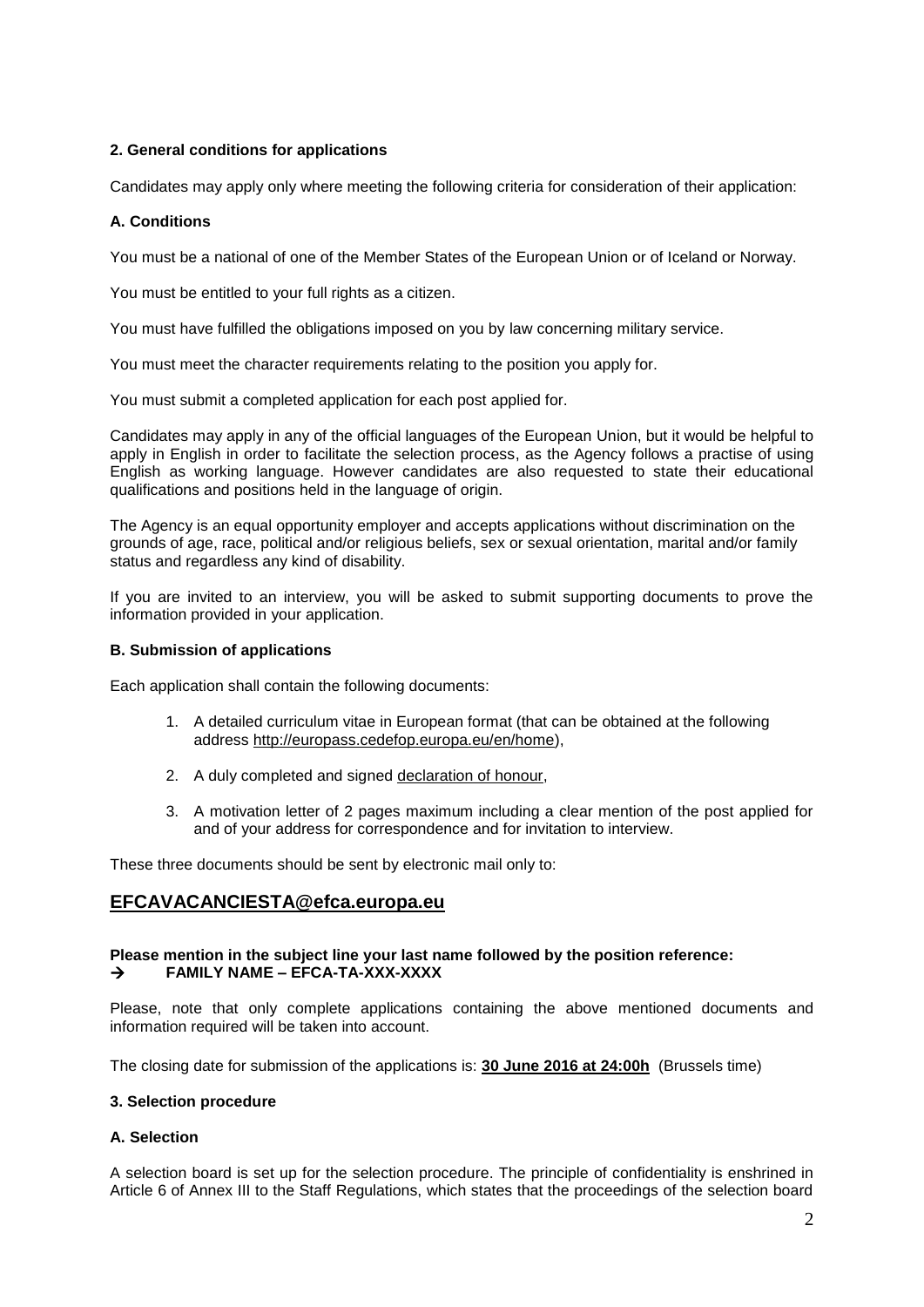## 2. General conditions for applications

Candidates may apply only where meeting the following criteria for consideration of their application:

### A. Conditions

You must be a national of one of the Member States of the European Union or of Iceland or Norway.

You must be entitled to your full rights as a citizen.

You must have fulfilled the obligations imposed on you by law concerning military service.

You must meet the character requirements relating to the position you apply for.

You must submit a completed application for each post applied for.

Candidates may apply in any of the official languages of the European Union, but it would be helpful to apply in English in order to facilitate the selection process, as the Agency follows a practise of using English as working language. However candidates are also requested to state their educational qualifications and positions held in the language of origin.

The Agency is an equal opportunity employer and accepts applications without discrimination on the grounds of age, race, political and/or religious beliefs, sex or sexual orientation, marital and/or family status and regardless any kind of disability.

If you are invited to an interview, you will be asked to submit supporting documents to prove the information provided in your application.

### B. Submission of applications

Each application shall contain the following documents:

1. A detailed curriculum vitae in European format (that can be obtained at the following address http://europass.cedefop.europa.eu/en/home),
2. A duly completed and signed declaration of honour,
3. A motivation letter of 2 pages maximum including a clear mention of the post applied for and of your address for correspondence and for invitation to interview.

These three documents should be sent by electronic mail only to:

**EFCAVACANCIESTA@efca.europa.eu**

**Please mention in the subject line your last name followed by the position reference:**
**→ FAMILY NAME – EFCA-TA-XXX-XXXX**

Please, note that only complete applications containing the above mentioned documents and information required will be taken into account.

The closing date for submission of the applications is: **30 June 2016 at 24:00h** (Brussels time)

## 3. Selection procedure

### A. Selection

A selection board is set up for the selection procedure. The principle of confidentiality is enshrined in Article 6 of Annex III to the Staff Regulations, which states that the proceedings of the selection board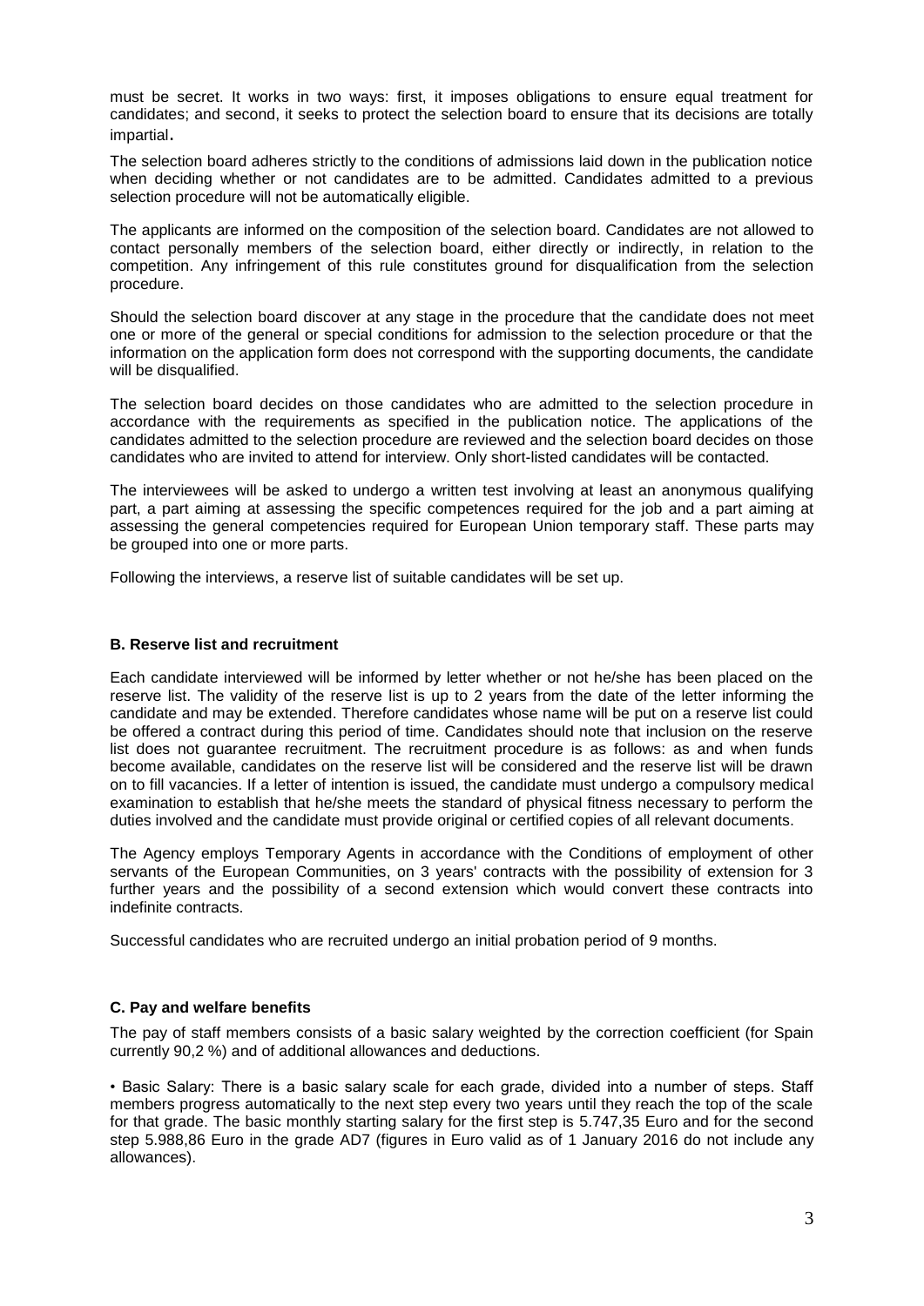must be secret. It works in two ways: first, it imposes obligations to ensure equal treatment for candidates; and second, it seeks to protect the selection board to ensure that its decisions are totally impartial.

The selection board adheres strictly to the conditions of admissions laid down in the publication notice when deciding whether or not candidates are to be admitted. Candidates admitted to a previous selection procedure will not be automatically eligible.

The applicants are informed on the composition of the selection board. Candidates are not allowed to contact personally members of the selection board, either directly or indirectly, in relation to the competition. Any infringement of this rule constitutes ground for disqualification from the selection procedure.

Should the selection board discover at any stage in the procedure that the candidate does not meet one or more of the general or special conditions for admission to the selection procedure or that the information on the application form does not correspond with the supporting documents, the candidate will be disqualified.

The selection board decides on those candidates who are admitted to the selection procedure in accordance with the requirements as specified in the publication notice. The applications of the candidates admitted to the selection procedure are reviewed and the selection board decides on those candidates who are invited to attend for interview. Only short-listed candidates will be contacted.

The interviewees will be asked to undergo a written test involving at least an anonymous qualifying part, a part aiming at assessing the specific competences required for the job and a part aiming at assessing the general competencies required for European Union temporary staff. These parts may be grouped into one or more parts.

Following the interviews, a reserve list of suitable candidates will be set up.

### B. Reserve list and recruitment

Each candidate interviewed will be informed by letter whether or not he/she has been placed on the reserve list. The validity of the reserve list is up to 2 years from the date of the letter informing the candidate and may be extended. Therefore candidates whose name will be put on a reserve list could be offered a contract during this period of time. Candidates should note that inclusion on the reserve list does not guarantee recruitment. The recruitment procedure is as follows: as and when funds become available, candidates on the reserve list will be considered and the reserve list will be drawn on to fill vacancies. If a letter of intention is issued, the candidate must undergo a compulsory medical examination to establish that he/she meets the standard of physical fitness necessary to perform the duties involved and the candidate must provide original or certified copies of all relevant documents.

The Agency employs Temporary Agents in accordance with the Conditions of employment of other servants of the European Communities, on 3 years' contracts with the possibility of extension for 3 further years and the possibility of a second extension which would convert these contracts into indefinite contracts.

Successful candidates who are recruited undergo an initial probation period of 9 months.

### C. Pay and welfare benefits

The pay of staff members consists of a basic salary weighted by the correction coefficient (for Spain currently 90,2 %) and of additional allowances and deductions.

- Basic Salary: There is a basic salary scale for each grade, divided into a number of steps. Staff members progress automatically to the next step every two years until they reach the top of the scale for that grade. The basic monthly starting salary for the first step is 5.747,35 Euro and for the second step 5.988,86 Euro in the grade AD7 (figures in Euro valid as of 1 January 2016 do not include any allowances).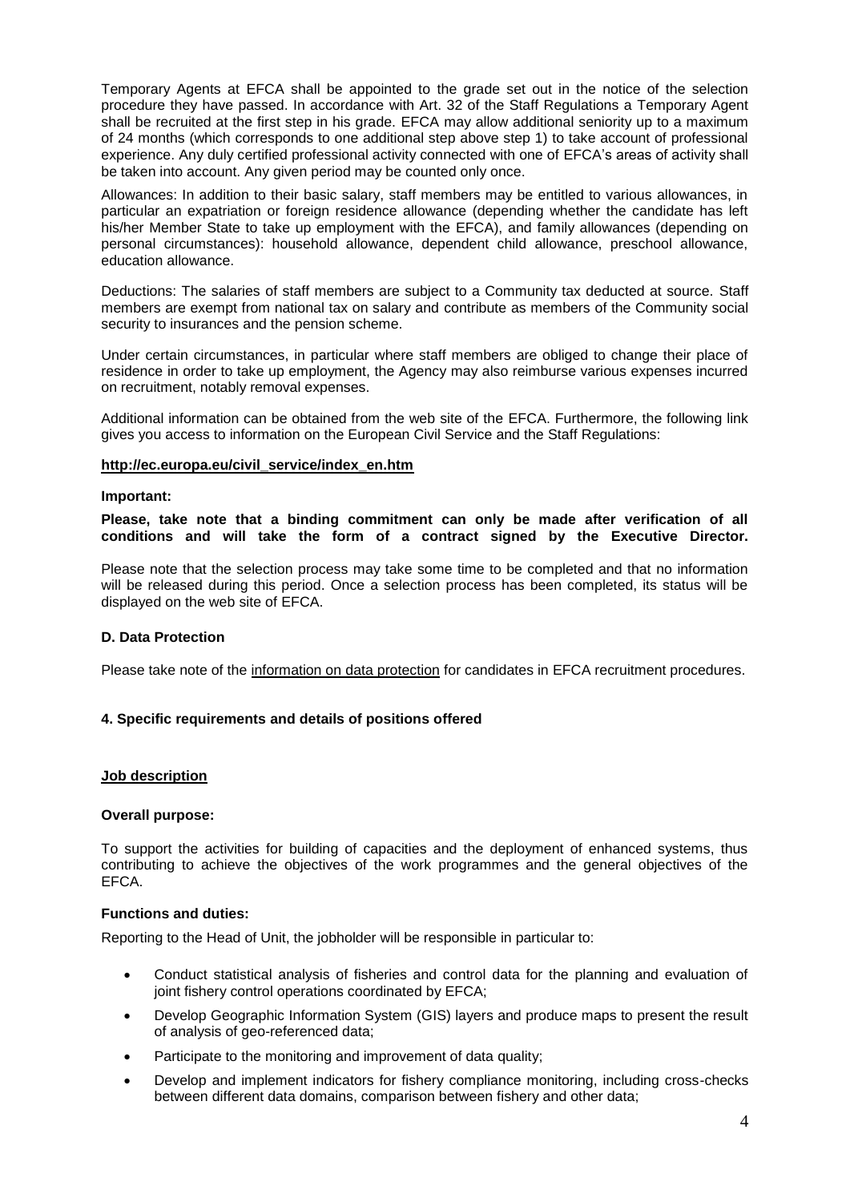Temporary Agents at EFCA shall be appointed to the grade set out in the notice of the selection procedure they have passed. In accordance with Art. 32 of the Staff Regulations a Temporary Agent shall be recruited at the first step in his grade. EFCA may allow additional seniority up to a maximum of 24 months (which corresponds to one additional step above step 1) to take account of professional experience. Any duly certified professional activity connected with one of EFCA's areas of activity shall be taken into account. Any given period may be counted only once.

Allowances: In addition to their basic salary, staff members may be entitled to various allowances, in particular an expatriation or foreign residence allowance (depending whether the candidate has left his/her Member State to take up employment with the EFCA), and family allowances (depending on personal circumstances): household allowance, dependent child allowance, preschool allowance, education allowance.

Deductions: The salaries of staff members are subject to a Community tax deducted at source. Staff members are exempt from national tax on salary and contribute as members of the Community social security to insurances and the pension scheme.

Under certain circumstances, in particular where staff members are obliged to change their place of residence in order to take up employment, the Agency may also reimburse various expenses incurred on recruitment, notably removal expenses.

Additional information can be obtained from the web site of the EFCA. Furthermore, the following link gives you access to information on the European Civil Service and the Staff Regulations:

**http://ec.europa.eu/civil_service/index_en.htm**

**Important:**

**Please, take note that a binding commitment can only be made after verification of all conditions and will take the form of a contract signed by the Executive Director.**

Please note that the selection process may take some time to be completed and that no information will be released during this period. Once a selection process has been completed, its status will be displayed on the web site of EFCA.

### D. Data Protection

Please take note of the information on data protection for candidates in EFCA recruitment procedures.

## 4. Specific requirements and details of positions offered

### Job description

**Overall purpose:**

To support the activities for building of capacities and the deployment of enhanced systems, thus contributing to achieve the objectives of the work programmes and the general objectives of the EFCA.

**Functions and duties:**

Reporting to the Head of Unit, the jobholder will be responsible in particular to:

- Conduct statistical analysis of fisheries and control data for the planning and evaluation of joint fishery control operations coordinated by EFCA;
- Develop Geographic Information System (GIS) layers and produce maps to present the result of analysis of geo-referenced data;
- Participate to the monitoring and improvement of data quality;
- Develop and implement indicators for fishery compliance monitoring, including cross-checks between different data domains, comparison between fishery and other data;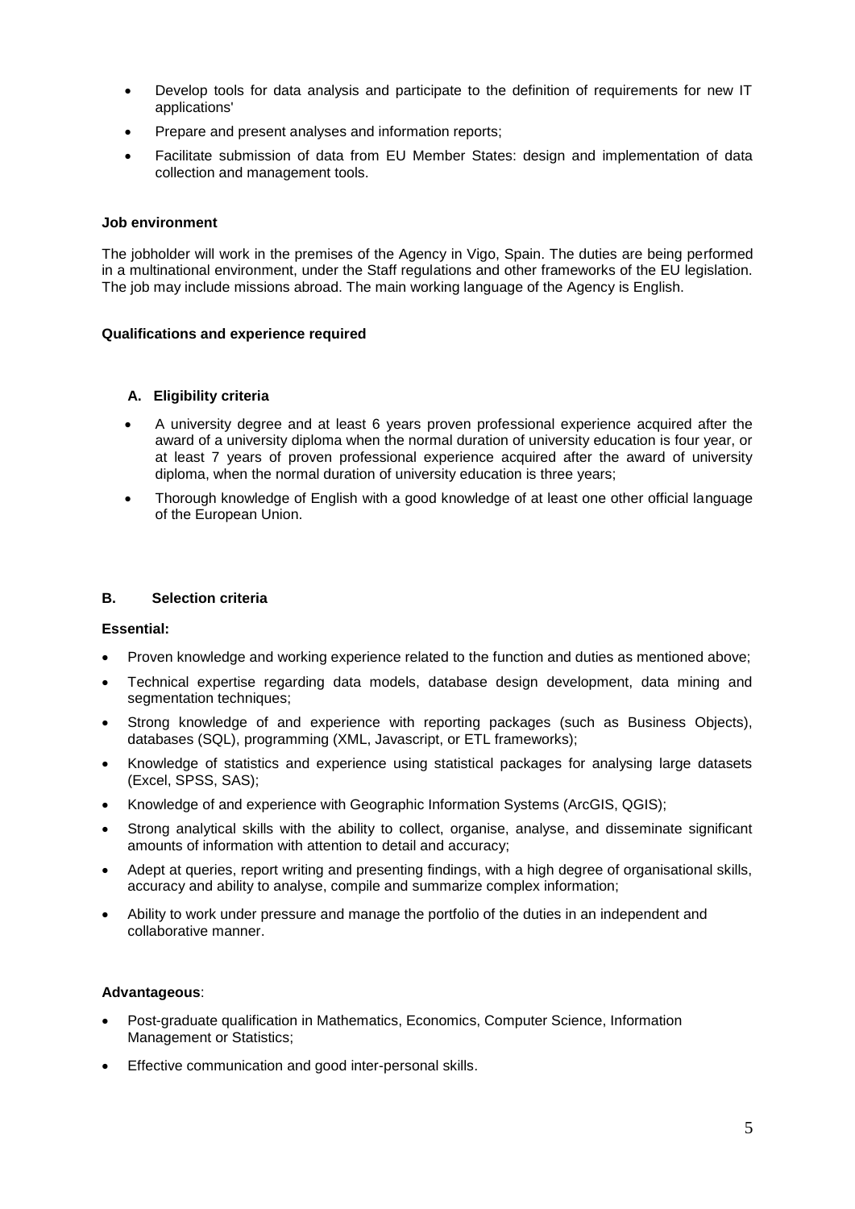- Develop tools for data analysis and participate to the definition of requirements for new IT applications'
- Prepare and present analyses and information reports;
- Facilitate submission of data from EU Member States: design and implementation of data collection and management tools.

**Job environment**

The jobholder will work in the premises of the Agency in Vigo, Spain. The duties are being performed in a multinational environment, under the Staff regulations and other frameworks of the EU legislation. The job may include missions abroad. The main working language of the Agency is English.

**Qualifications and experience required**

**A. Eligibility criteria**

- A university degree and at least 6 years proven professional experience acquired after the award of a university diploma when the normal duration of university education is four year, or at least 7 years of proven professional experience acquired after the award of university diploma, when the normal duration of university education is three years;
- Thorough knowledge of English with a good knowledge of at least one other official language of the European Union.

**B. Selection criteria**

**Essential:**

- Proven knowledge and working experience related to the function and duties as mentioned above;
- Technical expertise regarding data models, database design development, data mining and segmentation techniques;
- Strong knowledge of and experience with reporting packages (such as Business Objects), databases (SQL), programming (XML, Javascript, or ETL frameworks);
- Knowledge of statistics and experience using statistical packages for analysing large datasets (Excel, SPSS, SAS);
- Knowledge of and experience with Geographic Information Systems (ArcGIS, QGIS);
- Strong analytical skills with the ability to collect, organise, analyse, and disseminate significant amounts of information with attention to detail and accuracy;
- Adept at queries, report writing and presenting findings, with a high degree of organisational skills, accuracy and ability to analyse, compile and summarize complex information;
- Ability to work under pressure and manage the portfolio of the duties in an independent and collaborative manner.

**Advantageous**:

- Post-graduate qualification in Mathematics, Economics, Computer Science, Information Management or Statistics;
- Effective communication and good inter-personal skills.